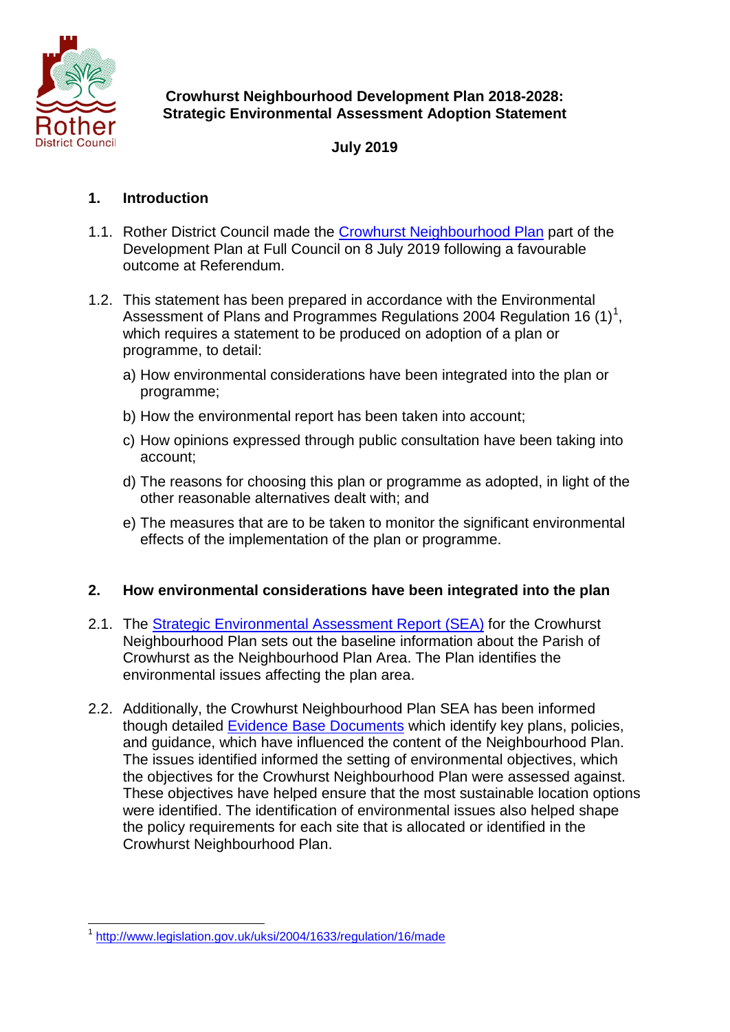**Crowhurst Neighbourhood Development Plan 2018-2028: Strategic Environmental Assessment Adoption Statement**

**July 2019**

## 1. Introduction

1.1. Rother District Council made the Crowhurst Neighbourhood Plan part of the Development Plan at Full Council on 8 July 2019 following a favourable outcome at Referendum.

1.2. This statement has been prepared in accordance with the Environmental Assessment of Plans and Programmes Regulations 2004 Regulation 16 (1)[1], which requires a statement to be produced on adoption of a plan or programme, to detail:

a) How environmental considerations have been integrated into the plan or programme;

b) How the environmental report has been taken into account;

c) How opinions expressed through public consultation have been taking into account;

d) The reasons for choosing this plan or programme as adopted, in light of the other reasonable alternatives dealt with; and

e) The measures that are to be taken to monitor the significant environmental effects of the implementation of the plan or programme.

## 2. How environmental considerations have been integrated into the plan

2.1. The Strategic Environmental Assessment Report (SEA) for the Crowhurst Neighbourhood Plan sets out the baseline information about the Parish of Crowhurst as the Neighbourhood Plan Area. The Plan identifies the environmental issues affecting the plan area.

2.2. Additionally, the Crowhurst Neighbourhood Plan SEA has been informed though detailed Evidence Base Documents which identify key plans, policies, and guidance, which have influenced the content of the Neighbourhood Plan. The issues identified informed the setting of environmental objectives, which the objectives for the Crowhurst Neighbourhood Plan were assessed against. These objectives have helped ensure that the most sustainable location options were identified. The identification of environmental issues also helped shape the policy requirements for each site that is allocated or identified in the Crowhurst Neighbourhood Plan.

[1] http://www.legislation.gov.uk/uksi/2004/1633/regulation/16/made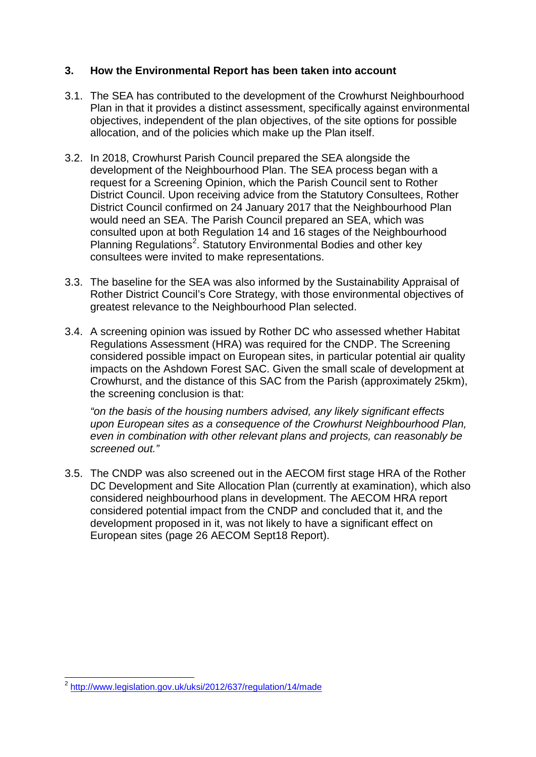## 3. How the Environmental Report has been taken into account

3.1. The SEA has contributed to the development of the Crowhurst Neighbourhood Plan in that it provides a distinct assessment, specifically against environmental objectives, independent of the plan objectives, of the site options for possible allocation, and of the policies which make up the Plan itself.

3.2. In 2018, Crowhurst Parish Council prepared the SEA alongside the development of the Neighbourhood Plan. The SEA process began with a request for a Screening Opinion, which the Parish Council sent to Rother District Council. Upon receiving advice from the Statutory Consultees, Rother District Council confirmed on 24 January 2017 that the Neighbourhood Plan would need an SEA. The Parish Council prepared an SEA, which was consulted upon at both Regulation 14 and 16 stages of the Neighbourhood Planning Regulations[2]. Statutory Environmental Bodies and other key consultees were invited to make representations.

3.3. The baseline for the SEA was also informed by the Sustainability Appraisal of Rother District Council's Core Strategy, with those environmental objectives of greatest relevance to the Neighbourhood Plan selected.

3.4. A screening opinion was issued by Rother DC who assessed whether Habitat Regulations Assessment (HRA) was required for the CNDP. The Screening considered possible impact on European sites, in particular potential air quality impacts on the Ashdown Forest SAC. Given the small scale of development at Crowhurst, and the distance of this SAC from the Parish (approximately 25km), the screening conclusion is that:

*"on the basis of the housing numbers advised, any likely significant effects upon European sites as a consequence of the Crowhurst Neighbourhood Plan, even in combination with other relevant plans and projects, can reasonably be screened out."*

3.5. The CNDP was also screened out in the AECOM first stage HRA of the Rother DC Development and Site Allocation Plan (currently at examination), which also considered neighbourhood plans in development. The AECOM HRA report considered potential impact from the CNDP and concluded that it, and the development proposed in it, was not likely to have a significant effect on European sites (page 26 AECOM Sept18 Report).

---

[2] http://www.legislation.gov.uk/uksi/2012/637/regulation/14/made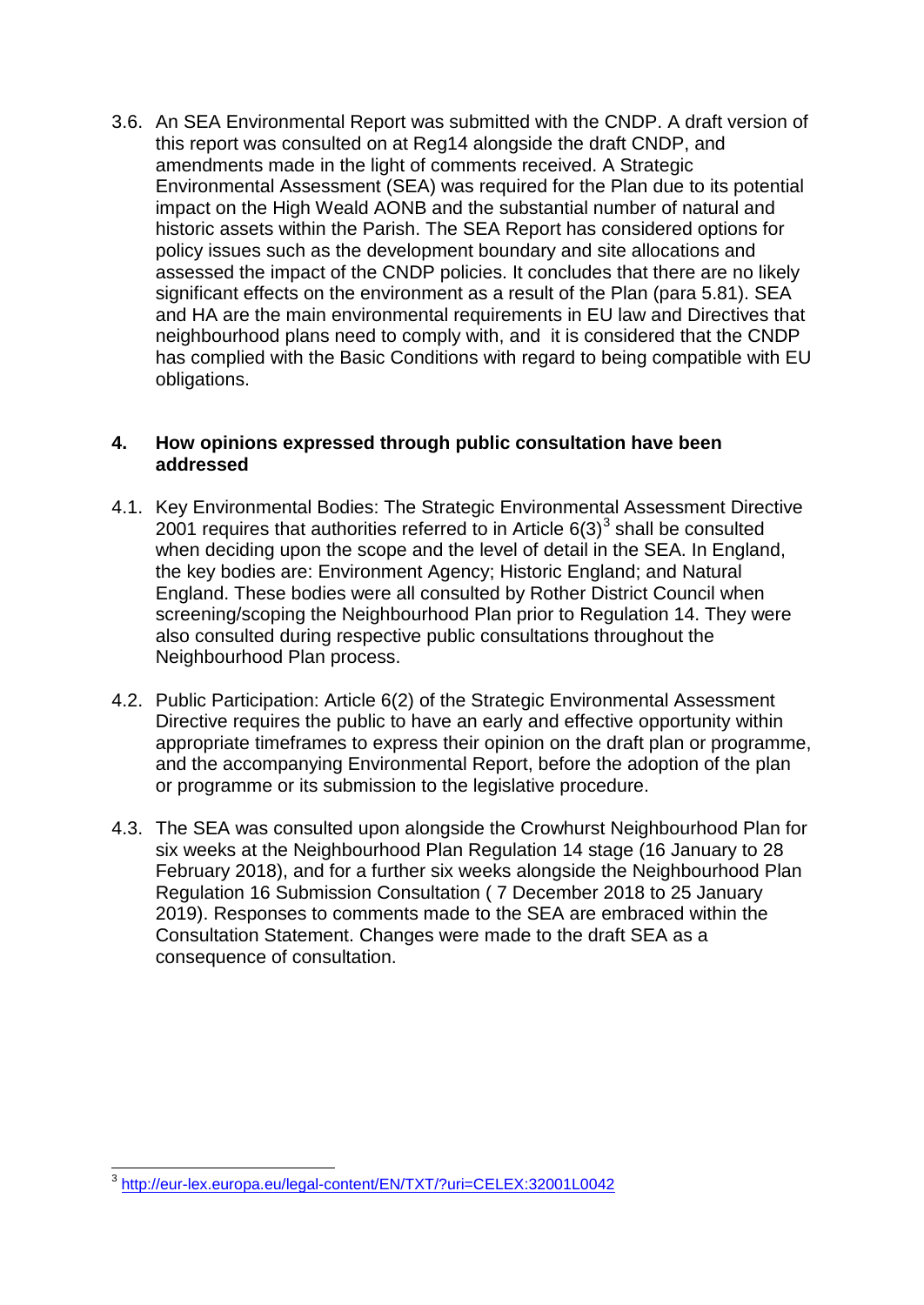3.6. An SEA Environmental Report was submitted with the CNDP. A draft version of this report was consulted on at Reg14 alongside the draft CNDP, and amendments made in the light of comments received. A Strategic Environmental Assessment (SEA) was required for the Plan due to its potential impact on the High Weald AONB and the substantial number of natural and historic assets within the Parish. The SEA Report has considered options for policy issues such as the development boundary and site allocations and assessed the impact of the CNDP policies. It concludes that there are no likely significant effects on the environment as a result of the Plan (para 5.81). SEA and HA are the main environmental requirements in EU law and Directives that neighbourhood plans need to comply with, and it is considered that the CNDP has complied with the Basic Conditions with regard to being compatible with EU obligations.

## 4. How opinions expressed through public consultation have been addressed

4.1. Key Environmental Bodies: The Strategic Environmental Assessment Directive 2001 requires that authorities referred to in Article 6(3)[3] shall be consulted when deciding upon the scope and the level of detail in the SEA. In England, the key bodies are: Environment Agency; Historic England; and Natural England. These bodies were all consulted by Rother District Council when screening/scoping the Neighbourhood Plan prior to Regulation 14. They were also consulted during respective public consultations throughout the Neighbourhood Plan process.

4.2. Public Participation: Article 6(2) of the Strategic Environmental Assessment Directive requires the public to have an early and effective opportunity within appropriate timeframes to express their opinion on the draft plan or programme, and the accompanying Environmental Report, before the adoption of the plan or programme or its submission to the legislative procedure.

4.3. The SEA was consulted upon alongside the Crowhurst Neighbourhood Plan for six weeks at the Neighbourhood Plan Regulation 14 stage (16 January to 28 February 2018), and for a further six weeks alongside the Neighbourhood Plan Regulation 16 Submission Consultation ( 7 December 2018 to 25 January 2019). Responses to comments made to the SEA are embraced within the Consultation Statement. Changes were made to the draft SEA as a consequence of consultation.

[3] http://eur-lex.europa.eu/legal-content/EN/TXT/?uri=CELEX:32001L0042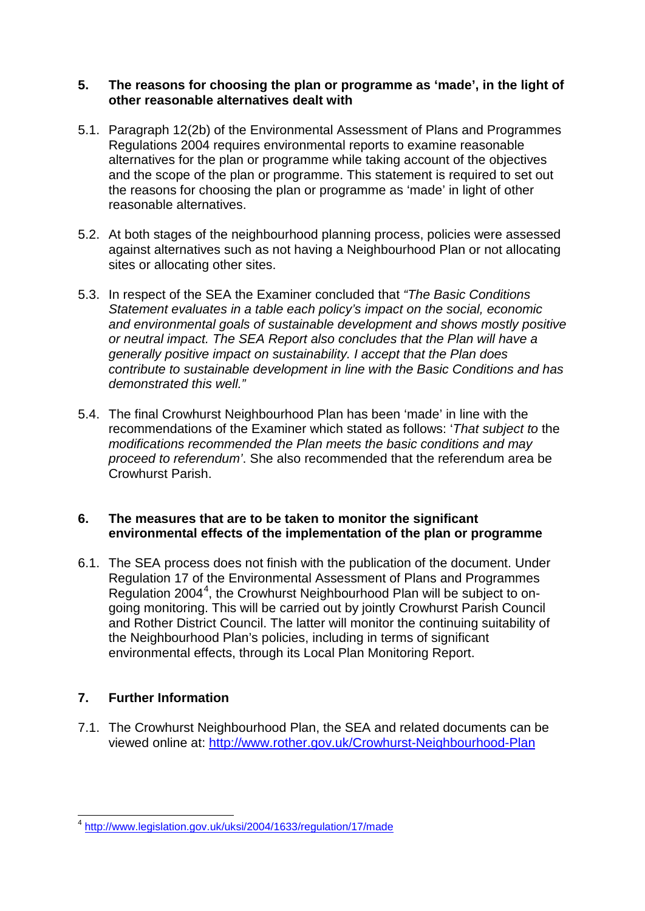## 5. The reasons for choosing the plan or programme as 'made', in the light of other reasonable alternatives dealt with

5.1. Paragraph 12(2b) of the Environmental Assessment of Plans and Programmes Regulations 2004 requires environmental reports to examine reasonable alternatives for the plan or programme while taking account of the objectives and the scope of the plan or programme. This statement is required to set out the reasons for choosing the plan or programme as 'made' in light of other reasonable alternatives.

5.2. At both stages of the neighbourhood planning process, policies were assessed against alternatives such as not having a Neighbourhood Plan or not allocating sites or allocating other sites.

5.3. In respect of the SEA the Examiner concluded that *"The Basic Conditions Statement evaluates in a table each policy's impact on the social, economic and environmental goals of sustainable development and shows mostly positive or neutral impact. The SEA Report also concludes that the Plan will have a generally positive impact on sustainability. I accept that the Plan does contribute to sustainable development in line with the Basic Conditions and has demonstrated this well."*

5.4. The final Crowhurst Neighbourhood Plan has been 'made' in line with the recommendations of the Examiner which stated as follows: '*That subject to* the *modifications recommended the Plan meets the basic conditions and may proceed to referendum*'. She also recommended that the referendum area be Crowhurst Parish.

## 6. The measures that are to be taken to monitor the significant environmental effects of the implementation of the plan or programme

6.1. The SEA process does not finish with the publication of the document. Under Regulation 17 of the Environmental Assessment of Plans and Programmes Regulation 2004[4], the Crowhurst Neighbourhood Plan will be subject to on-going monitoring. This will be carried out by jointly Crowhurst Parish Council and Rother District Council. The latter will monitor the continuing suitability of the Neighbourhood Plan's policies, including in terms of significant environmental effects, through its Local Plan Monitoring Report.

## 7. Further Information

7.1. The Crowhurst Neighbourhood Plan, the SEA and related documents can be viewed online at: http://www.rother.gov.uk/Crowhurst-Neighbourhood-Plan

---

[4] http://www.legislation.gov.uk/uksi/2004/1633/regulation/17/made